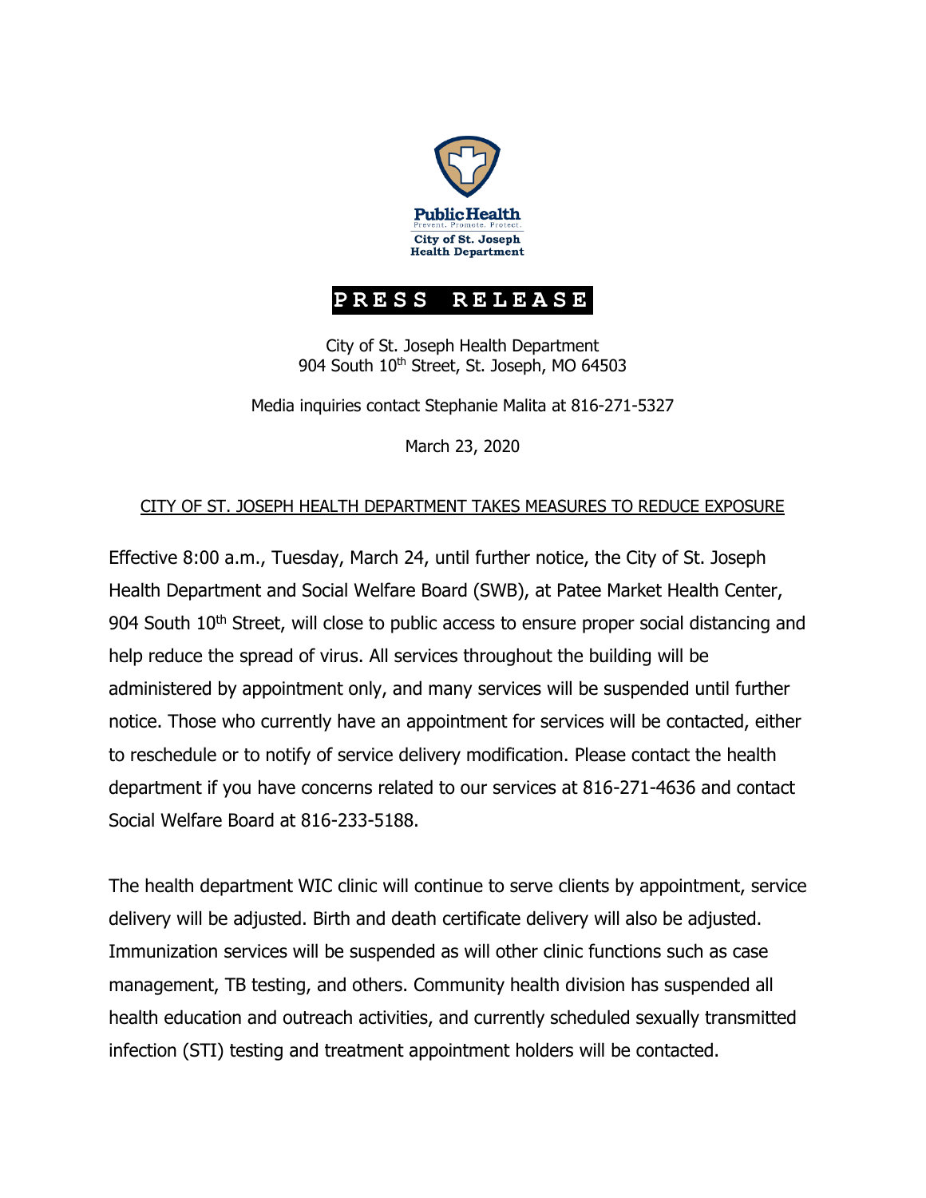Public Health
Prevent. Promote. Protect.
City of St. Joseph
Health Department

# PRESS RELEASE

City of St. Joseph Health Department
904 South 10th Street, St. Joseph, MO 64503

Media inquiries contact Stephanie Malita at 816-271-5327

March 23, 2020

## CITY OF ST. JOSEPH HEALTH DEPARTMENT TAKES MEASURES TO REDUCE EXPOSURE

Effective 8:00 a.m., Tuesday, March 24, until further notice, the City of St. Joseph Health Department and Social Welfare Board (SWB), at Patee Market Health Center, 904 South 10th Street, will close to public access to ensure proper social distancing and help reduce the spread of virus. All services throughout the building will be administered by appointment only, and many services will be suspended until further notice. Those who currently have an appointment for services will be contacted, either to reschedule or to notify of service delivery modification. Please contact the health department if you have concerns related to our services at 816-271-4636 and contact Social Welfare Board at 816-233-5188.

The health department WIC clinic will continue to serve clients by appointment, service delivery will be adjusted. Birth and death certificate delivery will also be adjusted. Immunization services will be suspended as will other clinic functions such as case management, TB testing, and others. Community health division has suspended all health education and outreach activities, and currently scheduled sexually transmitted infection (STI) testing and treatment appointment holders will be contacted.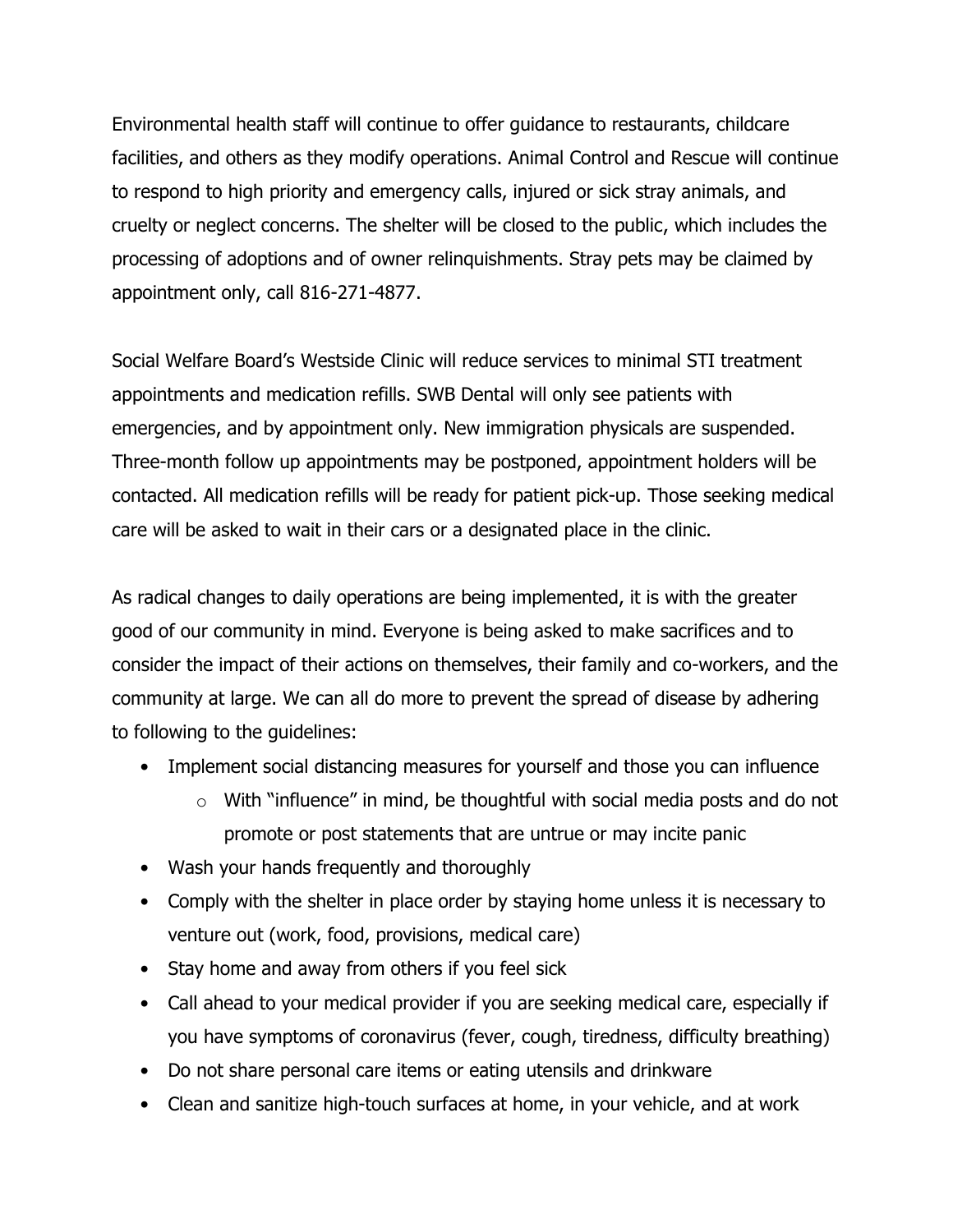Environmental health staff will continue to offer guidance to restaurants, childcare facilities, and others as they modify operations. Animal Control and Rescue will continue to respond to high priority and emergency calls, injured or sick stray animals, and cruelty or neglect concerns. The shelter will be closed to the public, which includes the processing of adoptions and of owner relinquishments. Stray pets may be claimed by appointment only, call 816-271-4877.

Social Welfare Board's Westside Clinic will reduce services to minimal STI treatment appointments and medication refills. SWB Dental will only see patients with emergencies, and by appointment only. New immigration physicals are suspended. Three-month follow up appointments may be postponed, appointment holders will be contacted. All medication refills will be ready for patient pick-up. Those seeking medical care will be asked to wait in their cars or a designated place in the clinic.

As radical changes to daily operations are being implemented, it is with the greater good of our community in mind. Everyone is being asked to make sacrifices and to consider the impact of their actions on themselves, their family and co-workers, and the community at large. We can all do more to prevent the spread of disease by adhering to following to the guidelines:

- Implement social distancing measures for yourself and those you can influence
  - With "influence" in mind, be thoughtful with social media posts and do not promote or post statements that are untrue or may incite panic
- Wash your hands frequently and thoroughly
- Comply with the shelter in place order by staying home unless it is necessary to venture out (work, food, provisions, medical care)
- Stay home and away from others if you feel sick
- Call ahead to your medical provider if you are seeking medical care, especially if you have symptoms of coronavirus (fever, cough, tiredness, difficulty breathing)
- Do not share personal care items or eating utensils and drinkware
- Clean and sanitize high-touch surfaces at home, in your vehicle, and at work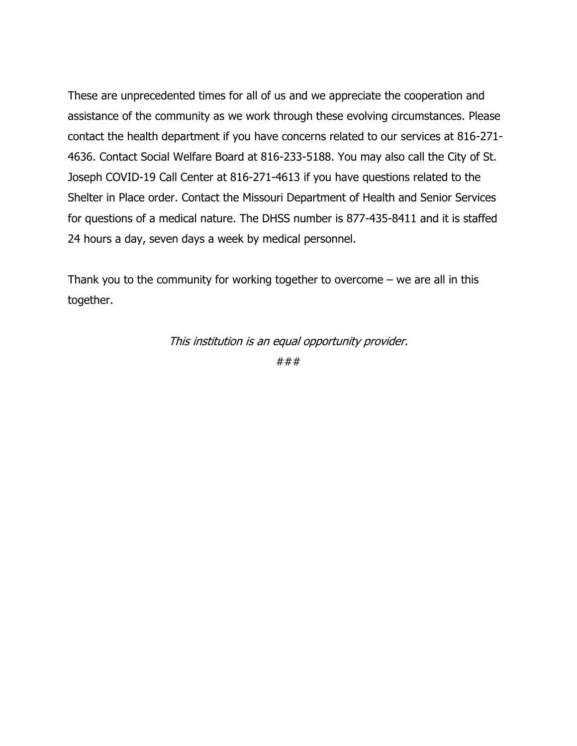These are unprecedented times for all of us and we appreciate the cooperation and assistance of the community as we work through these evolving circumstances. Please contact the health department if you have concerns related to our services at 816-271-4636. Contact Social Welfare Board at 816-233-5188. You may also call the City of St. Joseph COVID-19 Call Center at 816-271-4613 if you have questions related to the Shelter in Place order. Contact the Missouri Department of Health and Senior Services for questions of a medical nature. The DHSS number is 877-435-8411 and it is staffed 24 hours a day, seven days a week by medical personnel.

Thank you to the community for working together to overcome – we are all in this together.

*This institution is an equal opportunity provider.*

###